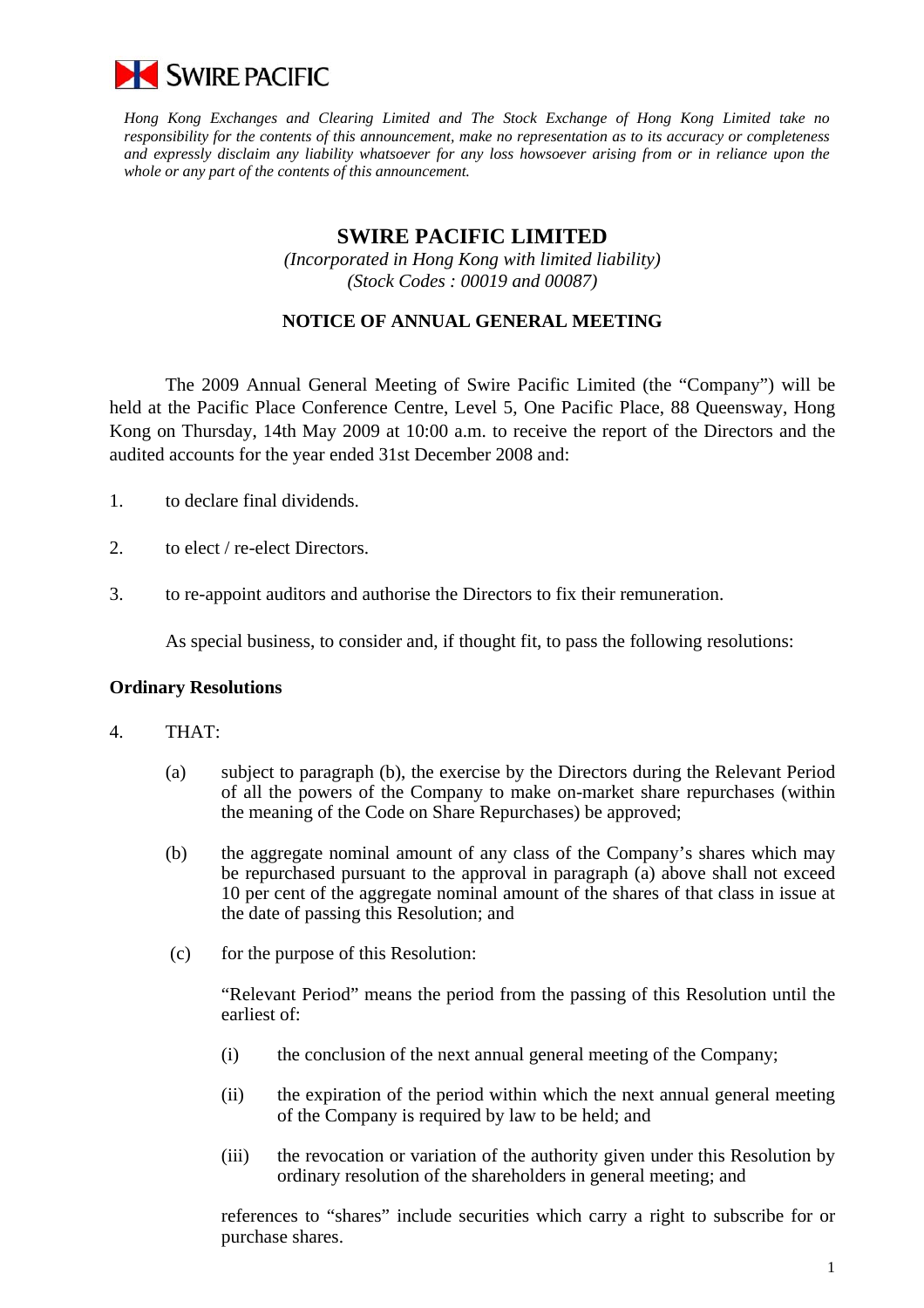SWIRE PACIFIC

*Hong Kong Exchanges and Clearing Limited and The Stock Exchange of Hong Kong Limited take no responsibility for the contents of this announcement, make no representation as to its accuracy or completeness and expressly disclaim any liability whatsoever for any loss howsoever arising from or in reliance upon the whole or any part of the contents of this announcement.*

# SWIRE PACIFIC LIMITED

*(Incorporated in Hong Kong with limited liability)*
*(Stock Codes : 00019 and 00087)*

## NOTICE OF ANNUAL GENERAL MEETING

The 2009 Annual General Meeting of Swire Pacific Limited (the "Company") will be held at the Pacific Place Conference Centre, Level 5, One Pacific Place, 88 Queensway, Hong Kong on Thursday, 14th May 2009 at 10:00 a.m. to receive the report of the Directors and the audited accounts for the year ended 31st December 2008 and:

1. to declare final dividends.

2. to elect / re-elect Directors.

3. to re-appoint auditors and authorise the Directors to fix their remuneration.

As special business, to consider and, if thought fit, to pass the following resolutions:

**Ordinary Resolutions**

4. THAT:

   (a) subject to paragraph (b), the exercise by the Directors during the Relevant Period of all the powers of the Company to make on-market share repurchases (within the meaning of the Code on Share Repurchases) be approved;

   (b) the aggregate nominal amount of any class of the Company's shares which may be repurchased pursuant to the approval in paragraph (a) above shall not exceed 10 per cent of the aggregate nominal amount of the shares of that class in issue at the date of passing this Resolution; and

   (c) for the purpose of this Resolution:

   "Relevant Period" means the period from the passing of this Resolution until the earliest of:

   (i) the conclusion of the next annual general meeting of the Company;

   (ii) the expiration of the period within which the next annual general meeting of the Company is required by law to be held; and

   (iii) the revocation or variation of the authority given under this Resolution by ordinary resolution of the shareholders in general meeting; and

   references to "shares" include securities which carry a right to subscribe for or purchase shares.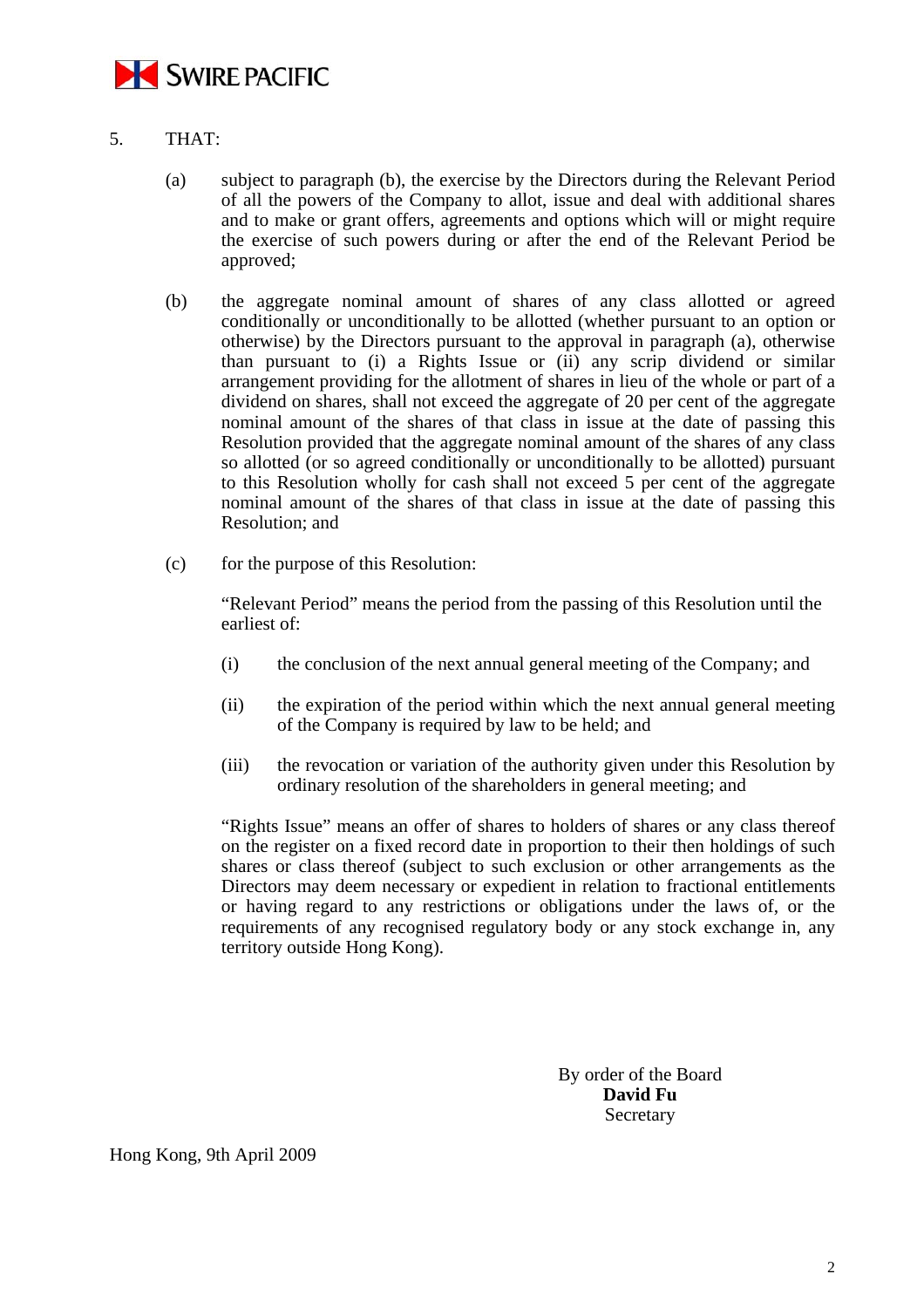5. THAT:

   (a) subject to paragraph (b), the exercise by the Directors during the Relevant Period of all the powers of the Company to allot, issue and deal with additional shares and to make or grant offers, agreements and options which will or might require the exercise of such powers during or after the end of the Relevant Period be approved;

   (b) the aggregate nominal amount of shares of any class allotted or agreed conditionally or unconditionally to be allotted (whether pursuant to an option or otherwise) by the Directors pursuant to the approval in paragraph (a), otherwise than pursuant to (i) a Rights Issue or (ii) any scrip dividend or similar arrangement providing for the allotment of shares in lieu of the whole or part of a dividend on shares, shall not exceed the aggregate of 20 per cent of the aggregate nominal amount of the shares of that class in issue at the date of passing this Resolution provided that the aggregate nominal amount of the shares of any class so allotted (or so agreed conditionally or unconditionally to be allotted) pursuant to this Resolution wholly for cash shall not exceed 5 per cent of the aggregate nominal amount of the shares of that class in issue at the date of passing this Resolution; and

   (c) for the purpose of this Resolution:

      "Relevant Period" means the period from the passing of this Resolution until the earliest of:

      (i) the conclusion of the next annual general meeting of the Company; and

      (ii) the expiration of the period within which the next annual general meeting of the Company is required by law to be held; and

      (iii) the revocation or variation of the authority given under this Resolution by ordinary resolution of the shareholders in general meeting; and

      "Rights Issue" means an offer of shares to holders of shares or any class thereof on the register on a fixed record date in proportion to their then holdings of such shares or class thereof (subject to such exclusion or other arrangements as the Directors may deem necessary or expedient in relation to fractional entitlements or having regard to any restrictions or obligations under the laws of, or the requirements of any recognised regulatory body or any stock exchange in, any territory outside Hong Kong).

By order of the Board
**David Fu**
Secretary

Hong Kong, 9th April 2009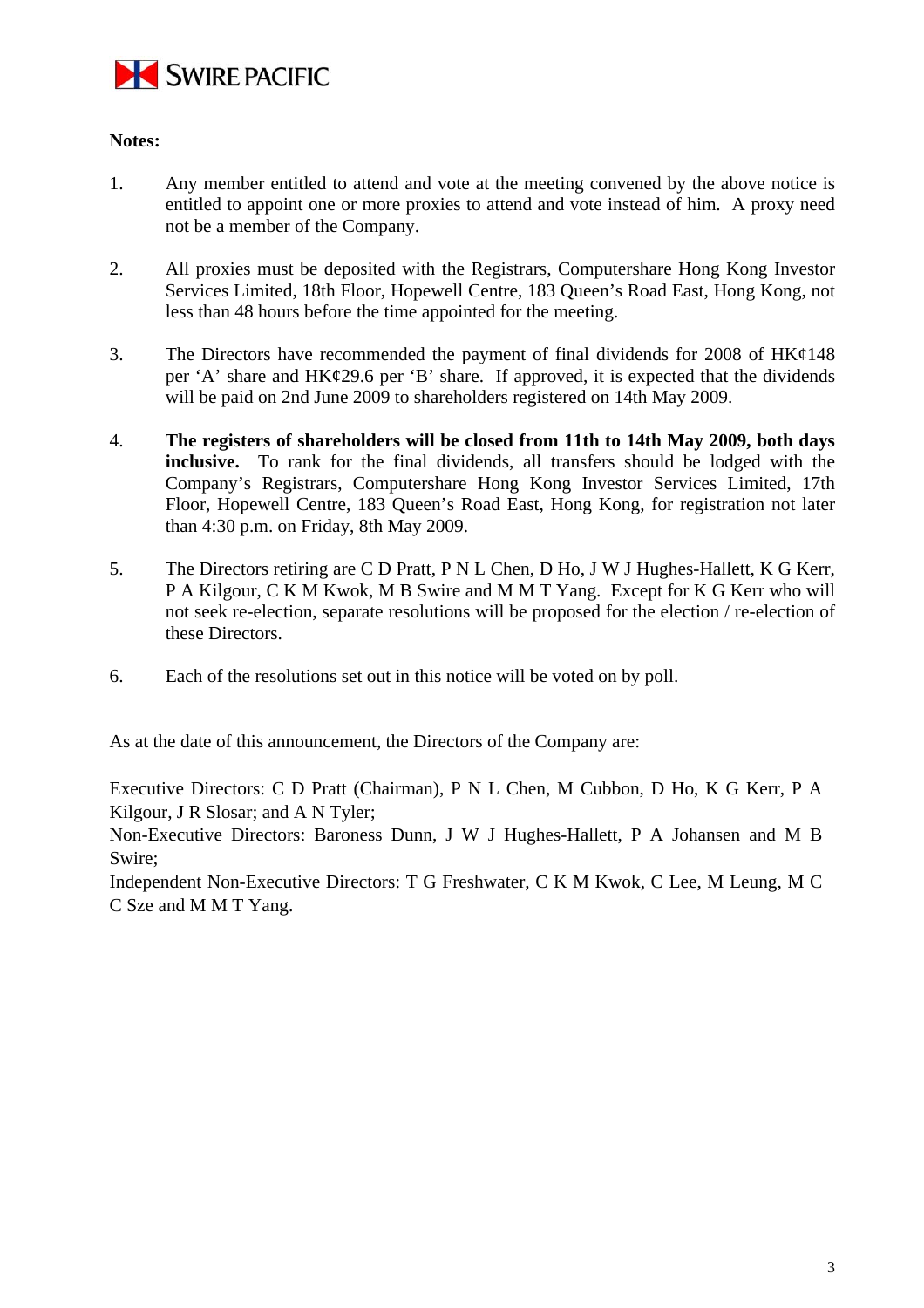**Notes:**

1. Any member entitled to attend and vote at the meeting convened by the above notice is entitled to appoint one or more proxies to attend and vote instead of him. A proxy need not be a member of the Company.

2. All proxies must be deposited with the Registrars, Computershare Hong Kong Investor Services Limited, 18th Floor, Hopewell Centre, 183 Queen's Road East, Hong Kong, not less than 48 hours before the time appointed for the meeting.

3. The Directors have recommended the payment of final dividends for 2008 of HK¢148 per 'A' share and HK¢29.6 per 'B' share. If approved, it is expected that the dividends will be paid on 2nd June 2009 to shareholders registered on 14th May 2009.

4. **The registers of shareholders will be closed from 11th to 14th May 2009, both days inclusive.** To rank for the final dividends, all transfers should be lodged with the Company's Registrars, Computershare Hong Kong Investor Services Limited, 17th Floor, Hopewell Centre, 183 Queen's Road East, Hong Kong, for registration not later than 4:30 p.m. on Friday, 8th May 2009.

5. The Directors retiring are C D Pratt, P N L Chen, D Ho, J W J Hughes-Hallett, K G Kerr, P A Kilgour, C K M Kwok, M B Swire and M M T Yang. Except for K G Kerr who will not seek re-election, separate resolutions will be proposed for the election / re-election of these Directors.

6. Each of the resolutions set out in this notice will be voted on by poll.

As at the date of this announcement, the Directors of the Company are:

Executive Directors: C D Pratt (Chairman), P N L Chen, M Cubbon, D Ho, K G Kerr, P A Kilgour, J R Slosar; and A N Tyler;
Non-Executive Directors: Baroness Dunn, J W J Hughes-Hallett, P A Johansen and M B Swire;
Independent Non-Executive Directors: T G Freshwater, C K M Kwok, C Lee, M Leung, M C C Sze and M M T Yang.